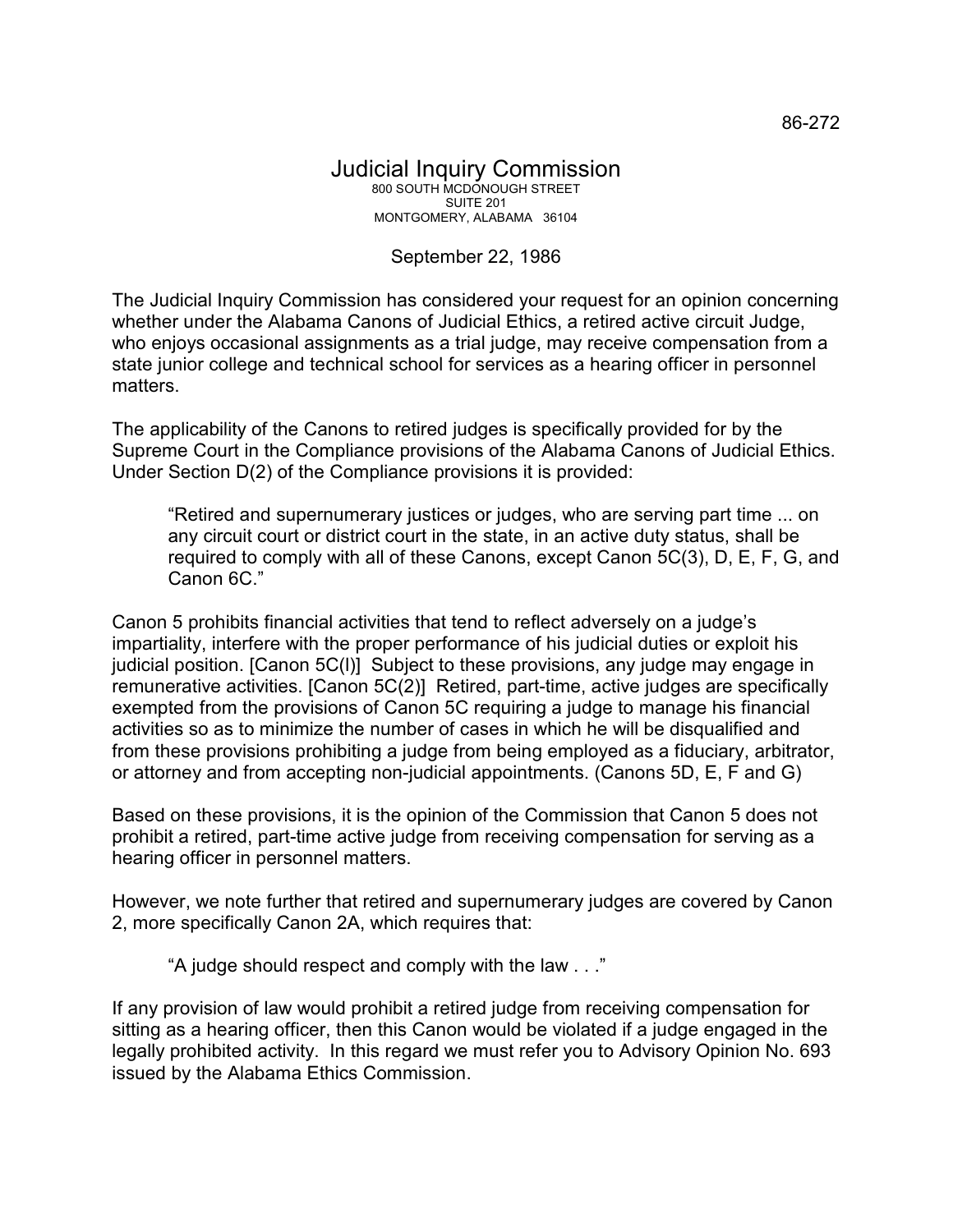86-272

# Judicial Inquiry Commission

800 SOUTH MCDONOUGH STREET
SUITE 201
MONTGOMERY, ALABAMA 36104

September 22, 1986

The Judicial Inquiry Commission has considered your request for an opinion concerning whether under the Alabama Canons of Judicial Ethics, a retired active circuit Judge, who enjoys occasional assignments as a trial judge, may receive compensation from a state junior college and technical school for services as a hearing officer in personnel matters.

The applicability of the Canons to retired judges is specifically provided for by the Supreme Court in the Compliance provisions of the Alabama Canons of Judicial Ethics. Under Section D(2) of the Compliance provisions it is provided:

> "Retired and supernumerary justices or judges, who are serving part time ... on any circuit court or district court in the state, in an active duty status, shall be required to comply with all of these Canons, except Canon 5C(3), D, E, F, G, and Canon 6C."

Canon 5 prohibits financial activities that tend to reflect adversely on a judge's impartiality, interfere with the proper performance of his judicial duties or exploit his judicial position. [Canon 5C(l)] Subject to these provisions, any judge may engage in remunerative activities. [Canon 5C(2)] Retired, part-time, active judges are specifically exempted from the provisions of Canon 5C requiring a judge to manage his financial activities so as to minimize the number of cases in which he will be disqualified and from these provisions prohibiting a judge from being employed as a fiduciary, arbitrator, or attorney and from accepting non-judicial appointments. (Canons 5D, E, F and G)

Based on these provisions, it is the opinion of the Commission that Canon 5 does not prohibit a retired, part-time active judge from receiving compensation for serving as a hearing officer in personnel matters.

However, we note further that retired and supernumerary judges are covered by Canon 2, more specifically Canon 2A, which requires that:

> "A judge should respect and comply with the law . . ."

If any provision of law would prohibit a retired judge from receiving compensation for sitting as a hearing officer, then this Canon would be violated if a judge engaged in the legally prohibited activity. In this regard we must refer you to Advisory Opinion No. 693 issued by the Alabama Ethics Commission.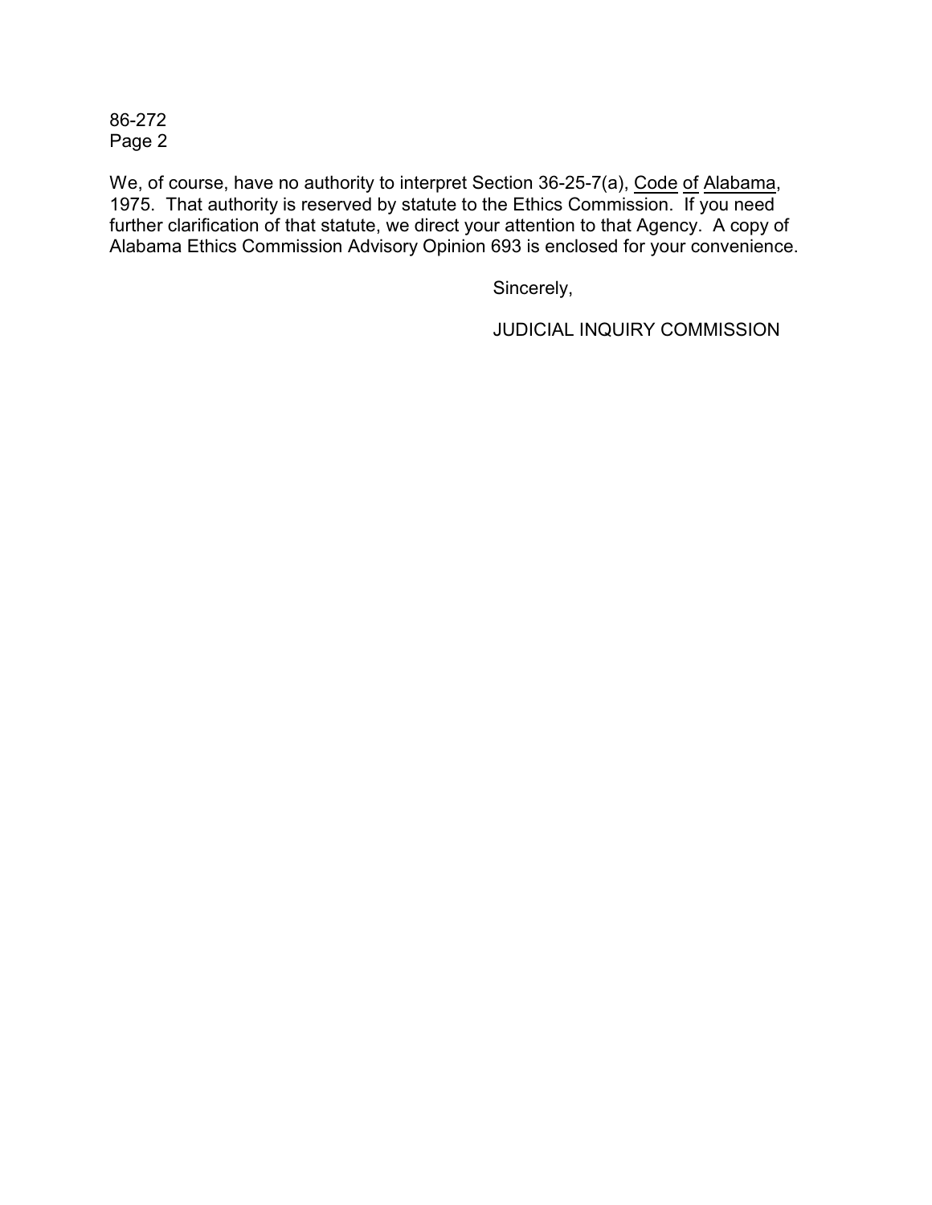We, of course, have no authority to interpret Section 36-25-7(a), Code of Alabama, 1975. That authority is reserved by statute to the Ethics Commission. If you need further clarification of that statute, we direct your attention to that Agency. A copy of Alabama Ethics Commission Advisory Opinion 693 is enclosed for your convenience.

Sincerely,

JUDICIAL INQUIRY COMMISSION